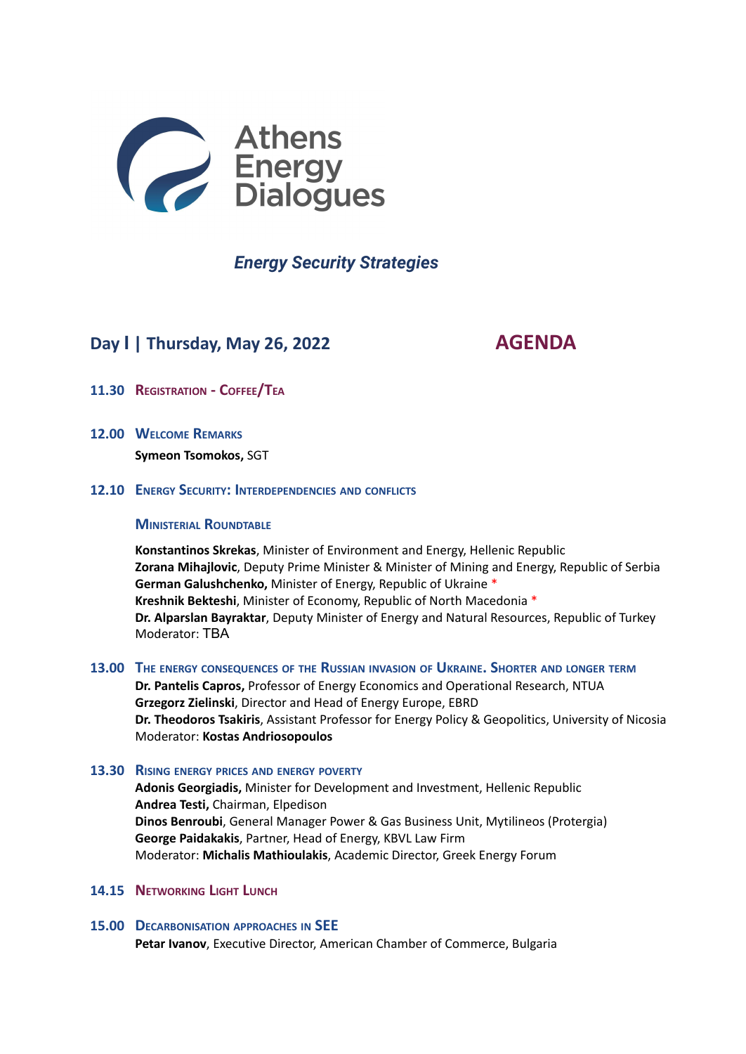# Athens Energy Dialogues

***Energy Security Strategies***

## Day I | Thursday, May 26, 2022

## AGENDA

**11.30 Registration - Coffee/Tea**

**12.00 Welcome Remarks**

**Symeon Tsomokos,** SGT

**12.10 Energy Security: Interdependencies and conflicts**

**Ministerial Roundtable**

**Konstantinos Skrekas**, Minister of Environment and Energy, Hellenic Republic
**Zorana Mihajlovic**, Deputy Prime Minister & Minister of Mining and Energy, Republic of Serbia
**German Galushchenko,** Minister of Energy, Republic of Ukraine *
**Kreshnik Bekteshi**, Minister of Economy, Republic of North Macedonia *
**Dr. Alparslan Bayraktar**, Deputy Minister of Energy and Natural Resources, Republic of Turkey
Moderator: TBA

**13.00 The energy consequences of the Russian invasion of Ukraine. Shorter and longer term**

**Dr. Pantelis Capros,** Professor of Energy Economics and Operational Research, NTUA
**Grzegorz Zielinski**, Director and Head of Energy Europe, EBRD
**Dr. Theodoros Tsakiris**, Assistant Professor for Energy Policy & Geopolitics, University of Nicosia
Moderator: **Kostas Andriosopoulos**

**13.30 Rising energy prices and energy poverty**

**Adonis Georgiadis,** Minister for Development and Investment, Hellenic Republic
**Andrea Testi,** Chairman, Elpedison
**Dinos Benroubi**, General Manager Power & Gas Business Unit, Mytilineos (Protergia)
**George Paidakakis**, Partner, Head of Energy, KBVL Law Firm
Moderator: **Michalis Mathioulakis**, Academic Director, Greek Energy Forum

**14.15 Networking Light Lunch**

**15.00 Decarbonisation approaches in SEE**

**Petar Ivanov**, Executive Director, American Chamber of Commerce, Bulgaria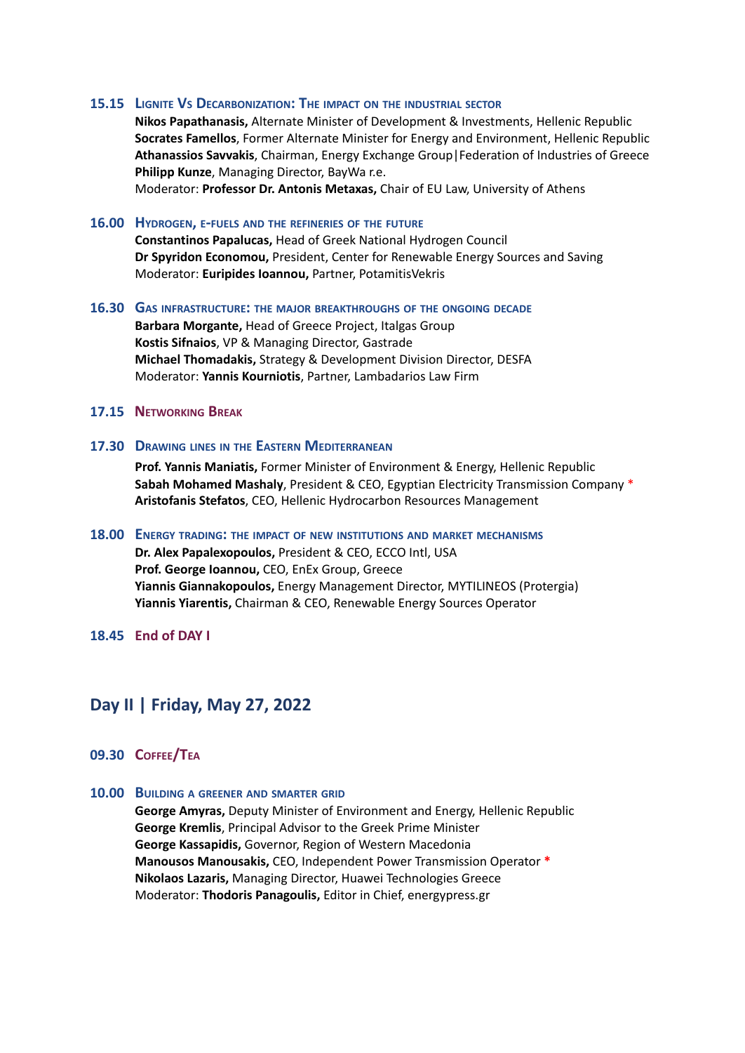**15.15 Lignite Vs Decarbonization: The impact on the industrial sector**

**Nikos Papathanasis,** Alternate Minister of Development & Investments, Hellenic Republic
**Socrates Famellos**, Former Alternate Minister for Energy and Environment, Hellenic Republic
**Athanassios Savvakis**, Chairman, Energy Exchange Group|Federation of Industries of Greece
**Philipp Kunze**, Managing Director, BayWa r.e.
Moderator: **Professor Dr. Antonis Metaxas,** Chair of EU Law, University of Athens

**16.00 Hydrogen, e-fuels and the refineries of the future**

**Constantinos Papalucas,** Head of Greek National Hydrogen Council
**Dr Spyridon Economou,** President, Center for Renewable Energy Sources and Saving
Moderator: **Euripides Ioannou,** Partner, PotamitisVekris

**16.30 Gas infrastructure: the major breakthroughs of the ongoing decade**

**Barbara Morgante,** Head of Greece Project, Italgas Group
**Kostis Sifnaios**, VP & Managing Director, Gastrade
**Michael Thomadakis,** Strategy & Development Division Director, DESFA
Moderator: **Yannis Kourniotis**, Partner, Lambadarios Law Firm

**17.15 Networking Break**

**17.30 Drawing lines in the Eastern Mediterranean**

**Prof. Yannis Maniatis,** Former Minister of Environment & Energy, Hellenic Republic
**Sabah Mohamed Mashaly**, President & CEO, Egyptian Electricity Transmission Company *
**Aristofanis Stefatos**, CEO, Hellenic Hydrocarbon Resources Management

**18.00 Energy trading: the impact of new institutions and market mechanisms**

**Dr. Alex Papalexopoulos,** President & CEO, ECCO Intl, USA
**Prof. George Ioannou,** CEO, EnEx Group, Greece
**Yiannis Giannakopoulos,** Energy Management Director, MYTILINEOS (Protergia)
**Yiannis Yiarentis,** Chairman & CEO, Renewable Energy Sources Operator

**18.45 End of DAY I**

## Day II | Friday, May 27, 2022

**09.30 Coffee/Tea**

**10.00 Building a greener and smarter grid**

**George Amyras,** Deputy Minister of Environment and Energy, Hellenic Republic
**George Kremlis**, Principal Advisor to the Greek Prime Minister
**George Kassapidis,** Governor, Region of Western Macedonia
**Manousos Manousakis,** CEO, Independent Power Transmission Operator *
**Nikolaos Lazaris,** Managing Director, Huawei Technologies Greece
Moderator: **Thodoris Panagoulis,** Editor in Chief, energypress.gr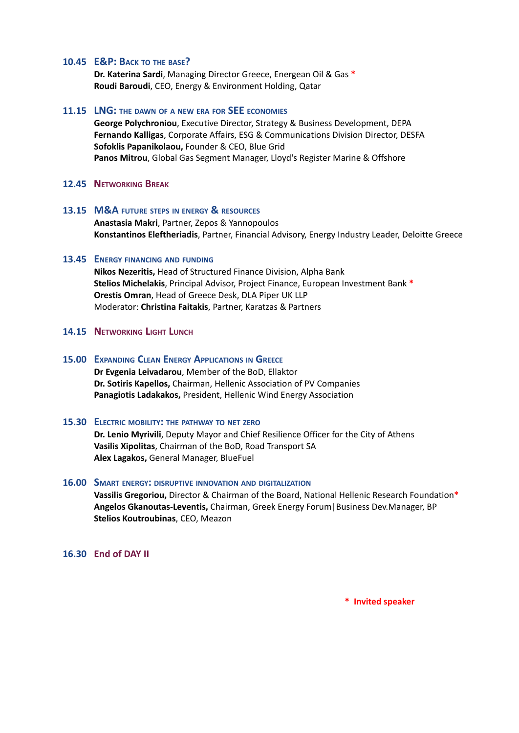**10.45 E&P: Back to the base?**

**Dr. Katerina Sardi**, Managing Director Greece, Energean Oil & Gas *
**Roudi Baroudi**, CEO, Energy & Environment Holding, Qatar

**11.15 LNG: the dawn of a new era for SEE economies**

**George Polychroniou**, Executive Director, Strategy & Business Development, DEPA
**Fernando Kalligas**, Corporate Affairs, ESG & Communications Division Director, DESFA
**Sofoklis Papanikolaou,** Founder & CEO, Blue Grid
**Panos Mitrou**, Global Gas Segment Manager, Lloyd's Register Marine & Offshore

**12.45 Networking Break**

**13.15 M&A future steps in energy & resources**

**Anastasia Makri**, Partner, Zepos & Yannopoulos
**Konstantinos Eleftheriadis**, Partner, Financial Advisory, Energy Industry Leader, Deloitte Greece

**13.45 Energy financing and funding**

**Nikos Nezeritis,** Head of Structured Finance Division, Alpha Bank
**Stelios Michelakis**, Principal Advisor, Project Finance, European Investment Bank *
**Orestis Omran**, Head of Greece Desk, DLA Piper UK LLP
Moderator: **Christina Faitakis**, Partner, Karatzas & Partners

**14.15 Networking Light Lunch**

**15.00 Expanding Clean Energy Applications in Greece**

**Dr Evgenia Leivadarou**, Member of the BoD, Ellaktor
**Dr. Sotiris Kapellos,** Chairman, Hellenic Association of PV Companies
**Panagiotis Ladakakos,** President, Hellenic Wind Energy Association

**15.30 Electric mobility: the pathway to net zero**

**Dr. Lenio Myrivili**, Deputy Mayor and Chief Resilience Officer for the City of Athens
**Vasilis Xipolitas**, Chairman of the BoD, Road Transport SA
**Alex Lagakos,** General Manager, BlueFuel

**16.00 Smart energy: disruptive innovation and digitalization**

**Vassilis Gregoriou,** Director & Chairman of the Board, National Hellenic Research Foundation*
**Angelos Gkanoutas-Leventis,** Chairman, Greek Energy Forum|Business Dev.Manager, BP
**Stelios Koutroubinas**, CEO, Meazon

**16.30 End of DAY II**

\* Invited speaker